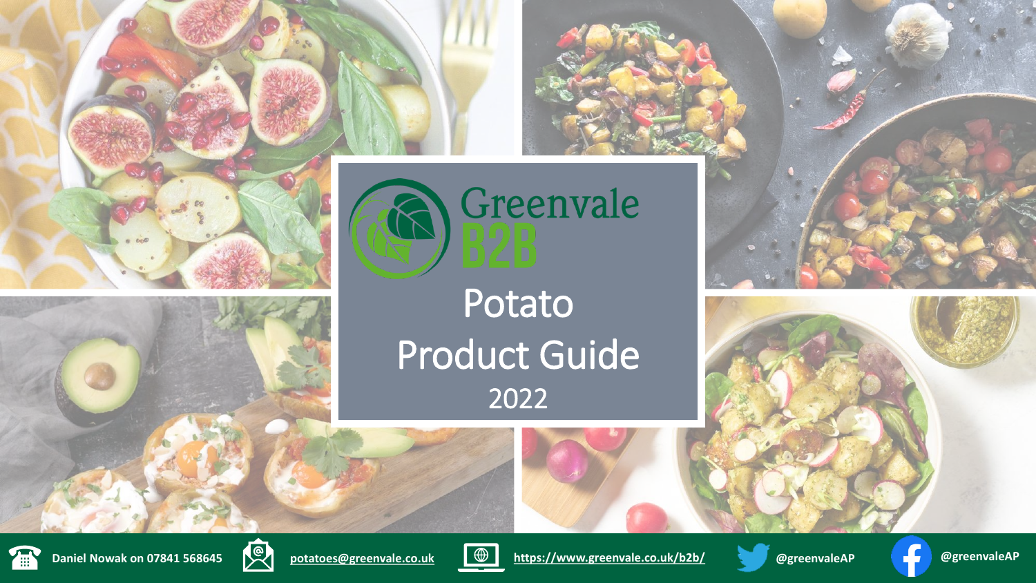# Greenvale B2B

## Potato Product Guide

2022

Daniel Nowak on 07841 568645

potatoes@greenvale.co.uk

https://www.greenvale.co.uk/b2b/

@greenvaleAP

@greenvaleAP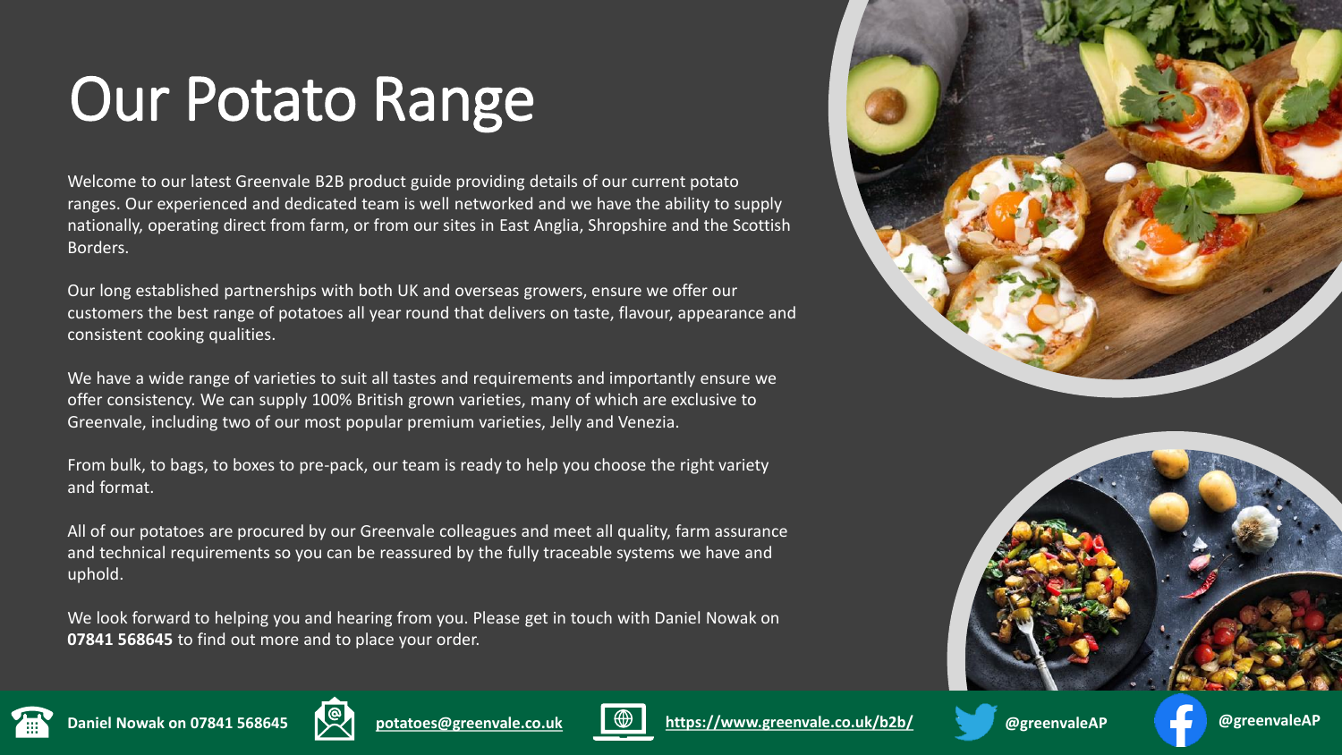# Our Potato Range

Welcome to our latest Greenvale B2B product guide providing details of our current potato ranges. Our experienced and dedicated team is well networked and we have the ability to supply nationally, operating direct from farm, or from our sites in East Anglia, Shropshire and the Scottish Borders.

Our long established partnerships with both UK and overseas growers, ensure we offer our customers the best range of potatoes all year round that delivers on taste, flavour, appearance and consistent cooking qualities.

We have a wide range of varieties to suit all tastes and requirements and importantly ensure we offer consistency. We can supply 100% British grown varieties, many of which are exclusive to Greenvale, including two of our most popular premium varieties, Jelly and Venezia.

From bulk, to bags, to boxes to pre-pack, our team is ready to help you choose the right variety and format.

All of our potatoes are procured by our Greenvale colleagues and meet all quality, farm assurance and technical requirements so you can be reassured by the fully traceable systems we have and uphold.

We look forward to helping you and hearing from you. Please get in touch with Daniel Nowak on **07841 568645** to find out more and to place your order.

**Daniel Nowak on 07841 568645** | **potatoes@greenvale.co.uk** | **https://www.greenvale.co.uk/b2b/** | **@greenvaleAP** | **@greenvaleAP**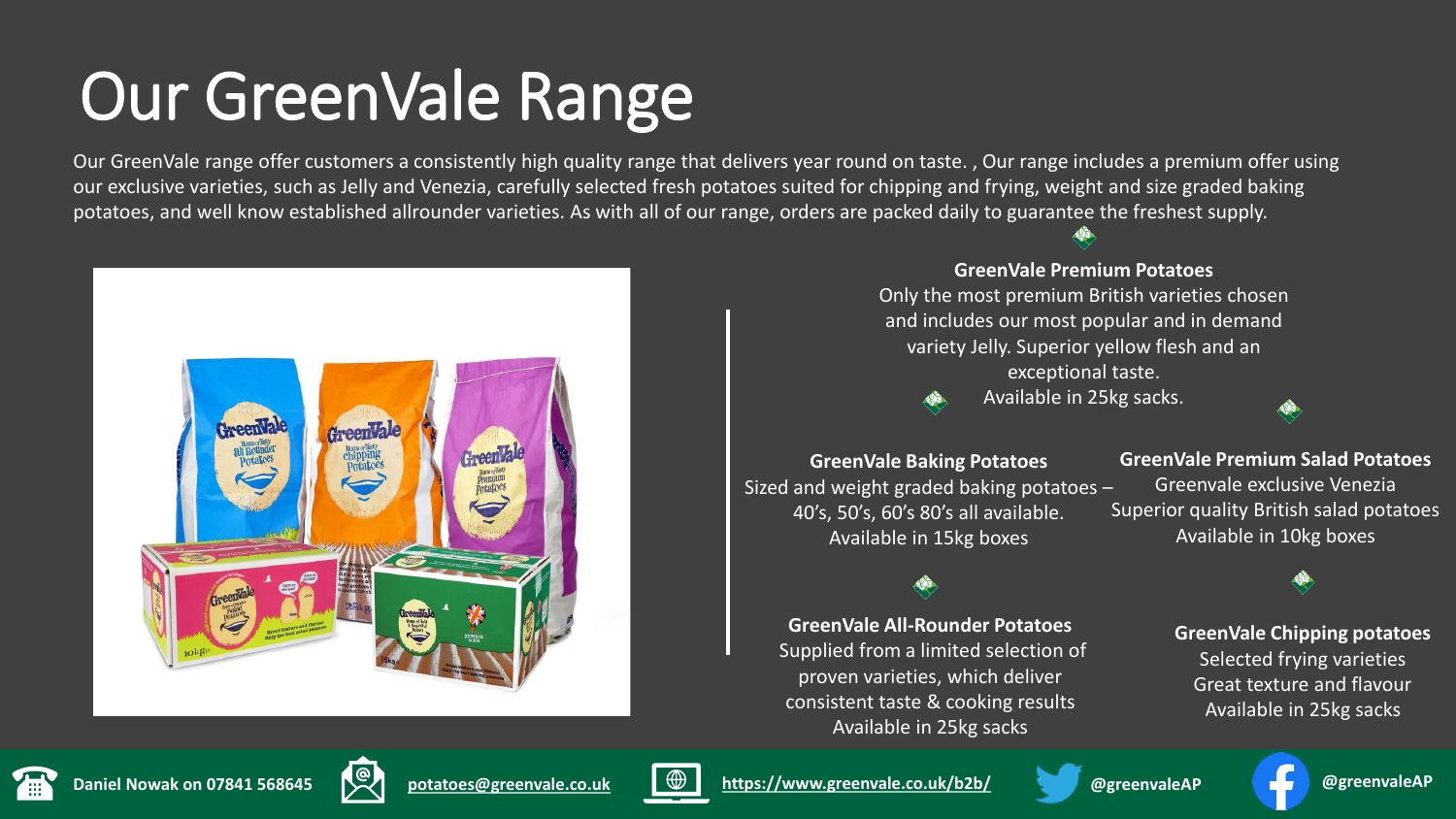# Our GreenVale Range

Our GreenVale range offer customers a consistently high quality range that delivers year round on taste. , Our range includes a premium offer using our exclusive varieties, such as Jelly and Venezia, carefully selected fresh potatoes suited for chipping and frying, weight and size graded baking potatoes, and well know established allrounder varieties. As with all of our range, orders are packed daily to guarantee the freshest supply.

**GreenVale Premium Potatoes**
Only the most premium British varieties chosen and includes our most popular and in demand variety Jelly. Superior yellow flesh and an exceptional taste.
Available in 25kg sacks.

**GreenVale Baking Potatoes**
Sized and weight graded baking potatoes – 40's, 50's, 60's 80's all available.
Available in 15kg boxes

**GreenVale Premium Salad Potatoes**
Greenvale exclusive Venezia
Superior quality British salad potatoes
Available in 10kg boxes

**GreenVale All-Rounder Potatoes**
Supplied from a limited selection of proven varieties, which deliver consistent taste & cooking results
Available in 25kg sacks

**GreenVale Chipping potatoes**
Selected frying varieties
Great texture and flavour
Available in 25kg sacks

**Daniel Nowak on 07841 568645** | potatoes@greenvale.co.uk | https://www.greenvale.co.uk/b2b/ | **@greenvaleAP** | **@greenvaleAP**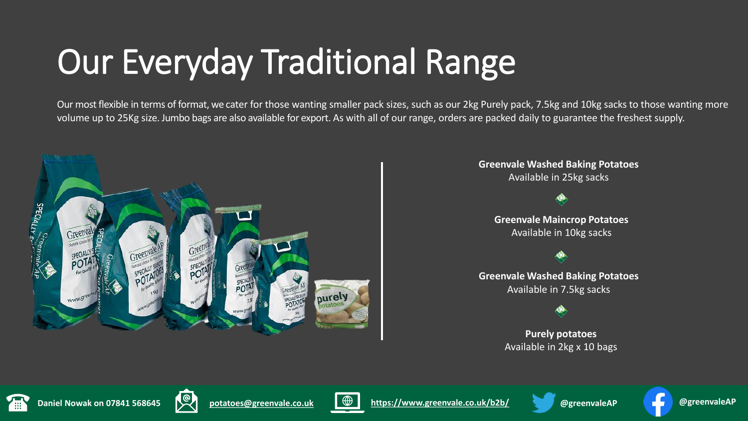# Our Everyday Traditional Range

Our most flexible in terms of format, we cater for those wanting smaller pack sizes, such as our 2kg Purely pack, 7.5kg and 10kg sacks to those wanting more volume up to 25Kg size. Jumbo bags are also available for export. As with all of our range, orders are packed daily to guarantee the freshest supply.

**Greenvale Washed Baking Potatoes**
Available in 25kg sacks

**Greenvale Maincrop Potatoes**
Available in 10kg sacks

**Greenvale Washed Baking Potatoes**
Available in 7.5kg sacks

**Purely potatoes**
Available in 2kg x 10 bags

**Daniel Nowak on 07841 568645** | **potatoes@greenvale.co.uk** | **https://www.greenvale.co.uk/b2b/** | **@greenvaleAP** | **@greenvaleAP**